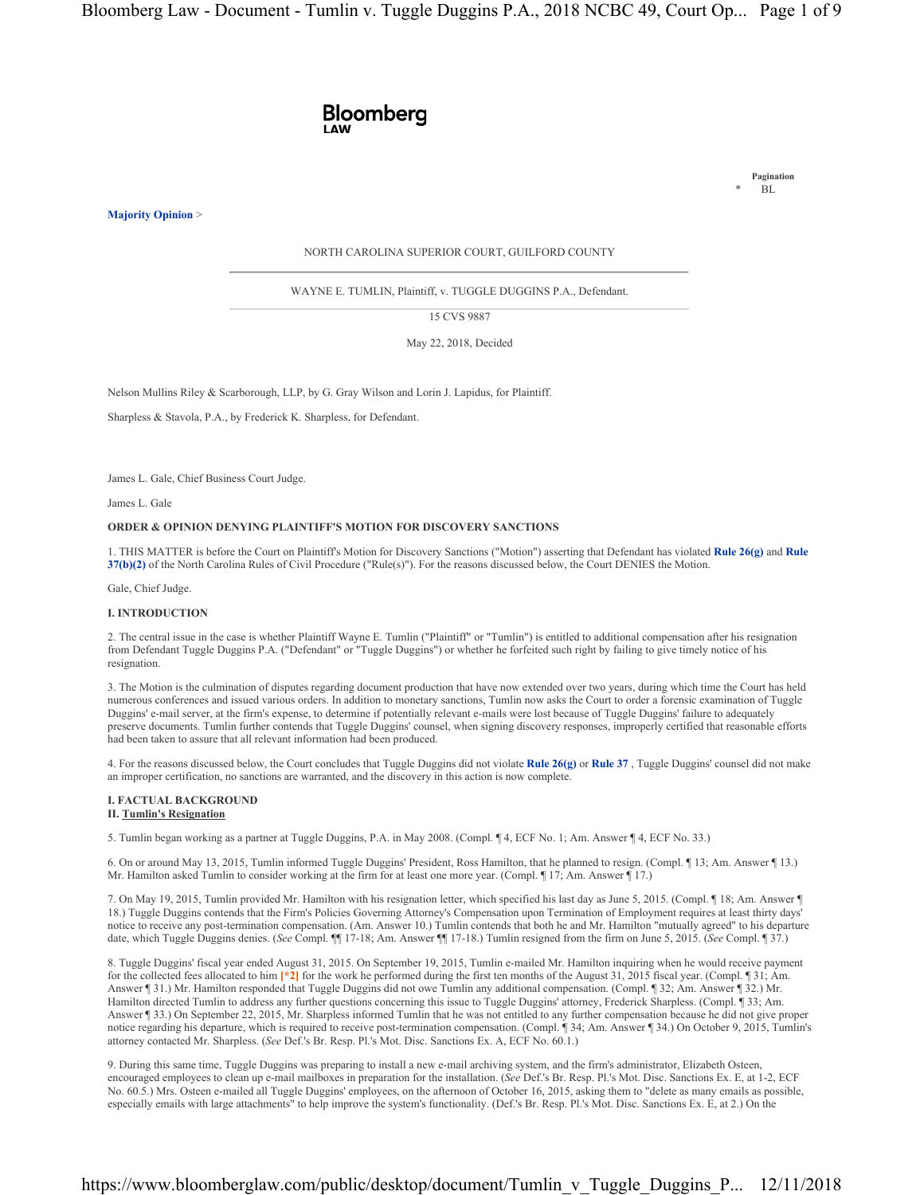Bloomberg LAW

Pagination
* BL

Majority Opinion >

NORTH CAROLINA SUPERIOR COURT, GUILFORD COUNTY

WAYNE E. TUMLIN, Plaintiff, v. TUGGLE DUGGINS P.A., Defendant.

15 CVS 9887

May 22, 2018, Decided

Nelson Mullins Riley & Scarborough, LLP, by G. Gray Wilson and Lorin J. Lapidus, for Plaintiff.

Sharpless & Stavola, P.A., by Frederick K. Sharpless, for Defendant.

James L. Gale, Chief Business Court Judge.

James L. Gale

**ORDER & OPINION DENYING PLAINTIFF'S MOTION FOR DISCOVERY SANCTIONS**

1. THIS MATTER is before the Court on Plaintiff's Motion for Discovery Sanctions ("Motion") asserting that Defendant has violated **Rule 26(g)** and **Rule 37(b)(2)** of the North Carolina Rules of Civil Procedure ("Rule(s)"). For the reasons discussed below, the Court DENIES the Motion.

Gale, Chief Judge.

**I. INTRODUCTION**

2. The central issue in the case is whether Plaintiff Wayne E. Tumlin ("Plaintiff" or "Tumlin") is entitled to additional compensation after his resignation from Defendant Tuggle Duggins P.A. ("Defendant" or "Tuggle Duggins") or whether he forfeited such right by failing to give timely notice of his resignation.

3. The Motion is the culmination of disputes regarding document production that have now extended over two years, during which time the Court has held numerous conferences and issued various orders. In addition to monetary sanctions, Tumlin now asks the Court to order a forensic examination of Tuggle Duggins' e-mail server, at the firm's expense, to determine if potentially relevant e-mails were lost because of Tuggle Duggins' failure to adequately preserve documents. Tumlin further contends that Tuggle Duggins' counsel, when signing discovery responses, improperly certified that reasonable efforts had been taken to assure that all relevant information had been produced.

4. For the reasons discussed below, the Court concludes that Tuggle Duggins did not violate **Rule 26(g)** or **Rule 37** , Tuggle Duggins' counsel did not make an improper certification, no sanctions are warranted, and the discovery in this action is now complete.

**I. FACTUAL BACKGROUND**
**II. Tumlin's Resignation**

5. Tumlin began working as a partner at Tuggle Duggins, P.A. in May 2008. (Compl. ¶ 4, ECF No. 1; Am. Answer ¶ 4, ECF No. 33.)

6. On or around May 13, 2015, Tumlin informed Tuggle Duggins' President, Ross Hamilton, that he planned to resign. (Compl. ¶ 13; Am. Answer ¶ 13.) Mr. Hamilton asked Tumlin to consider working at the firm for at least one more year. (Compl. ¶ 17; Am. Answer ¶ 17.)

7. On May 19, 2015, Tumlin provided Mr. Hamilton with his resignation letter, which specified his last day as June 5, 2015. (Compl. ¶ 18; Am. Answer ¶ 18.) Tuggle Duggins contends that the Firm's Policies Governing Attorney's Compensation upon Termination of Employment requires at least thirty days' notice to receive any post-termination compensation. (Am. Answer 10.) Tumlin contends that both he and Mr. Hamilton "mutually agreed" to his departure date, which Tuggle Duggins denies. (*See* Compl. ¶¶ 17-18; Am. Answer ¶¶ 17-18.) Tumlin resigned from the firm on June 5, 2015. (*See* Compl. ¶ 37.)

8. Tuggle Duggins' fiscal year ended August 31, 2015. On September 19, 2015, Tumlin e-mailed Mr. Hamilton inquiring when he would receive payment for the collected fees allocated to him [*2] for the work he performed during the first ten months of the August 31, 2015 fiscal year. (Compl. ¶ 31; Am. Answer ¶ 31.) Mr. Hamilton responded that Tuggle Duggins did not owe Tumlin any additional compensation. (Compl. ¶ 32; Am. Answer ¶ 32.) Mr. Hamilton directed Tumlin to address any further questions concerning this issue to Tuggle Duggins' attorney, Frederick Sharpless. (Compl. ¶ 33; Am. Answer ¶ 33.) On September 22, 2015, Mr. Sharpless informed Tumlin that he was not entitled to any further compensation because he did not give proper notice regarding his departure, which is required to receive post-termination compensation. (Compl. ¶ 34; Am. Answer ¶ 34.) On October 9, 2015, Tumlin's attorney contacted Mr. Sharpless. (*See* Def.'s Br. Resp. Pl.'s Mot. Disc. Sanctions Ex. A, ECF No. 60.1.)

9. During this same time, Tuggle Duggins was preparing to install a new e-mail archiving system, and the firm's administrator, Elizabeth Osteen, encouraged employees to clean up e-mail mailboxes in preparation for the installation. (*See* Def.'s Br. Resp. Pl.'s Mot. Disc. Sanctions Ex. E, at 1-2, ECF No. 60.5.) Mrs. Osteen e-mailed all Tuggle Duggins' employees, on the afternoon of October 16, 2015, asking them to "delete as many emails as possible, especially emails with large attachments" to help improve the system's functionality. (Def.'s Br. Resp. Pl.'s Mot. Disc. Sanctions Ex. E, at 2.) On the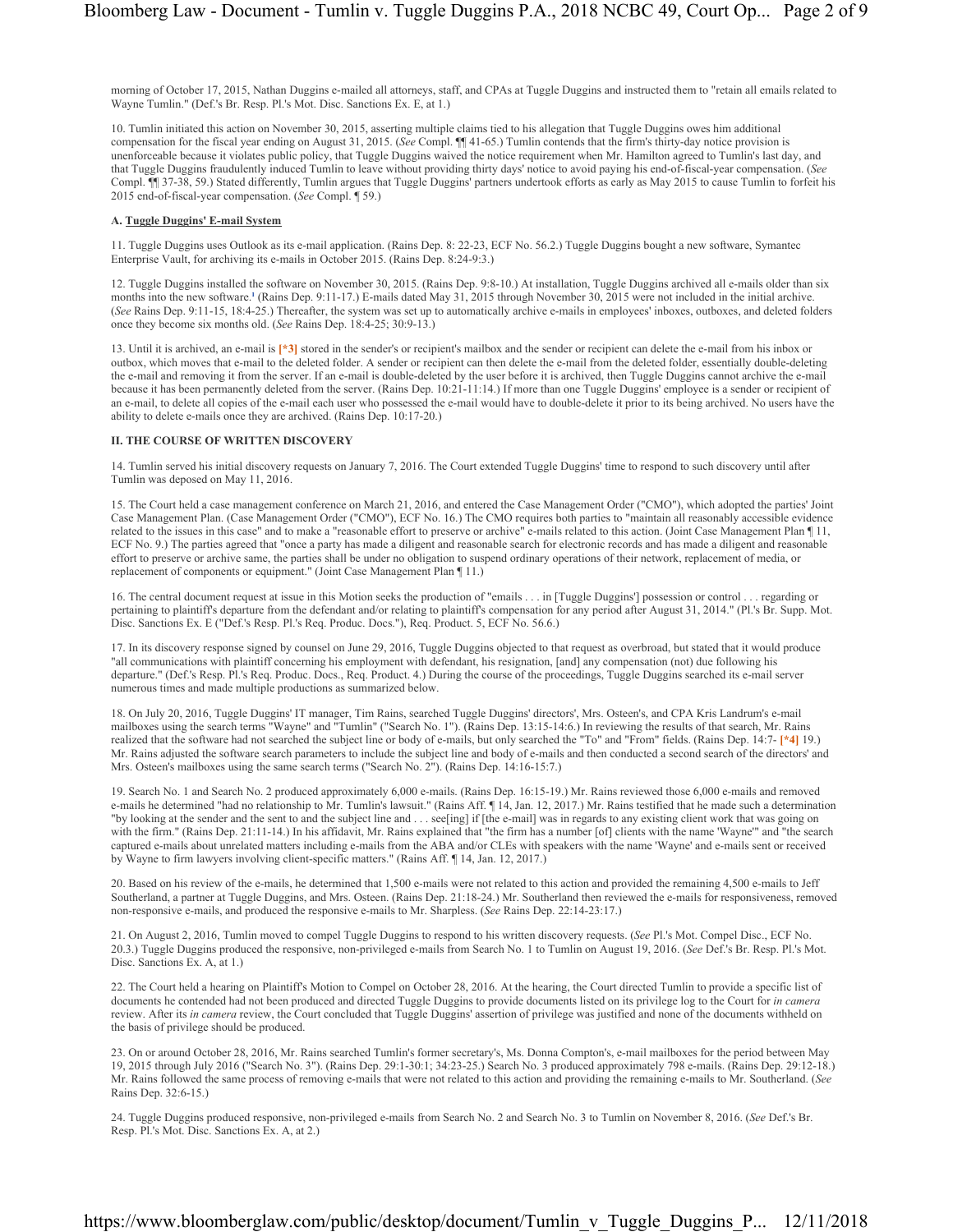morning of October 17, 2015, Nathan Duggins e-mailed all attorneys, staff, and CPAs at Tuggle Duggins and instructed them to "retain all emails related to Wayne Tumlin." (Def.'s Br. Resp. Pl.'s Mot. Disc. Sanctions Ex. E, at 1.)

10. Tumlin initiated this action on November 30, 2015, asserting multiple claims tied to his allegation that Tuggle Duggins owes him additional compensation for the fiscal year ending on August 31, 2015. (*See* Compl. ¶¶ 41-65.) Tumlin contends that the firm's thirty-day notice provision is unenforceable because it violates public policy, that Tuggle Duggins waived the notice requirement when Mr. Hamilton agreed to Tumlin's last day, and that Tuggle Duggins fraudulently induced Tumlin to leave without providing thirty days' notice to avoid paying his end-of-fiscal-year compensation. (*See* Compl. ¶¶ 37-38, 59.) Stated differently, Tumlin argues that Tuggle Duggins' partners undertook efforts as early as May 2015 to cause Tumlin to forfeit his 2015 end-of-fiscal-year compensation. (*See* Compl. ¶ 59.)

**A. Tuggle Duggins' E-mail System**

11. Tuggle Duggins uses Outlook as its e-mail application. (Rains Dep. 8: 22-23, ECF No. 56.2.) Tuggle Duggins bought a new software, Symantec Enterprise Vault, for archiving its e-mails in October 2015. (Rains Dep. 8:24-9:3.)

12. Tuggle Duggins installed the software on November 30, 2015. (Rains Dep. 9:8-10.) At installation, Tuggle Duggins archived all e-mails older than six months into the new software.[1] (Rains Dep. 9:11-17.) E-mails dated May 31, 2015 through November 30, 2015 were not included in the initial archive. (*See* Rains Dep. 9:11-15, 18:4-25.) Thereafter, the system was set up to automatically archive e-mails in employees' inboxes, outboxes, and deleted folders once they become six months old. (*See* Rains Dep. 18:4-25; 30:9-13.)

13. Until it is archived, an e-mail is [*3] stored in the sender's or recipient's mailbox and the sender or recipient can delete the e-mail from his inbox or outbox, which moves that e-mail to the deleted folder. A sender or recipient can then delete the e-mail from the deleted folder, essentially double-deleting the e-mail and removing it from the server. If an e-mail is double-deleted by the user before it is archived, then Tuggle Duggins cannot archive the e-mail because it has been permanently deleted from the server. (Rains Dep. 10:21-11:14.) If more than one Tuggle Duggins' employee is a sender or recipient of an e-mail, to delete all copies of the e-mail each user who possessed the e-mail would have to double-delete it prior to its being archived. No users have the ability to delete e-mails once they are archived. (Rains Dep. 10:17-20.)

**II. THE COURSE OF WRITTEN DISCOVERY**

14. Tumlin served his initial discovery requests on January 7, 2016. The Court extended Tuggle Duggins' time to respond to such discovery until after Tumlin was deposed on May 11, 2016.

15. The Court held a case management conference on March 21, 2016, and entered the Case Management Order ("CMO"), which adopted the parties' Joint Case Management Plan. (Case Management Order ("CMO"), ECF No. 16.) The CMO requires both parties to "maintain all reasonably accessible evidence related to the issues in this case" and to make a "reasonable effort to preserve or archive" e-mails related to this action. (Joint Case Management Plan ¶ 11, ECF No. 9.) The parties agreed that "once a party has made a diligent and reasonable search for electronic records and has made a diligent and reasonable effort to preserve or archive same, the parties shall be under no obligation to suspend ordinary operations of their network, replacement of media, or replacement of components or equipment." (Joint Case Management Plan ¶ 11.)

16. The central document request at issue in this Motion seeks the production of "emails . . . in [Tuggle Duggins'] possession or control . . . regarding or pertaining to plaintiff's departure from the defendant and/or relating to plaintiff's compensation for any period after August 31, 2014." (Pl.'s Br. Supp. Mot. Disc. Sanctions Ex. E ("Def.'s Resp. Pl.'s Req. Produc. Docs."), Req. Product. 5, ECF No. 56.6.)

17. In its discovery response signed by counsel on June 29, 2016, Tuggle Duggins objected to that request as overbroad, but stated that it would produce "all communications with plaintiff concerning his employment with defendant, his resignation, [and] any compensation (not) due following his departure." (Def.'s Resp. Pl.'s Req. Produc. Docs., Req. Product. 4.) During the course of the proceedings, Tuggle Duggins searched its e-mail server numerous times and made multiple productions as summarized below.

18. On July 20, 2016, Tuggle Duggins' IT manager, Tim Rains, searched Tuggle Duggins' directors', Mrs. Osteen's, and CPA Kris Landrum's e-mail mailboxes using the search terms "Wayne" and "Tumlin" ("Search No. 1"). (Rains Dep. 13:15-14:6.) In reviewing the results of that search, Mr. Rains realized that the software had not searched the subject line or body of e-mails, but only searched the "To" and "From" fields. (Rains Dep. 14:7- [*4] 19.) Mr. Rains adjusted the software search parameters to include the subject line and body of e-mails and then conducted a second search of the directors' and Mrs. Osteen's mailboxes using the same search terms ("Search No. 2"). (Rains Dep. 14:16-15:7.)

19. Search No. 1 and Search No. 2 produced approximately 6,000 e-mails. (Rains Dep. 16:15-19.) Mr. Rains reviewed those 6,000 e-mails and removed e-mails he determined "had no relationship to Mr. Tumlin's lawsuit." (Rains Aff. ¶ 14, Jan. 12, 2017.) Mr. Rains testified that he made such a determination "by looking at the sender and the sent to and the subject line and . . . see[ing] if [the e-mail] was in regards to any existing client work that was going on with the firm." (Rains Dep. 21:11-14.) In his affidavit, Mr. Rains explained that "the firm has a number [of] clients with the name 'Wayne'" and "the search captured e-mails about unrelated matters including e-mails from the ABA and/or CLEs with speakers with the name 'Wayne' and e-mails sent or received by Wayne to firm lawyers involving client-specific matters." (Rains Aff. ¶ 14, Jan. 12, 2017.)

20. Based on his review of the e-mails, he determined that 1,500 e-mails were not related to this action and provided the remaining 4,500 e-mails to Jeff Southerland, a partner at Tuggle Duggins, and Mrs. Osteen. (Rains Dep. 21:18-24.) Mr. Southerland then reviewed the e-mails for responsiveness, removed non-responsive e-mails, and produced the responsive e-mails to Mr. Sharpless. (*See* Rains Dep. 22:14-23:17.)

21. On August 2, 2016, Tumlin moved to compel Tuggle Duggins to respond to his written discovery requests. (*See* Pl.'s Mot. Compel Disc., ECF No. 20.3.) Tuggle Duggins produced the responsive, non-privileged e-mails from Search No. 1 to Tumlin on August 19, 2016. (*See* Def.'s Br. Resp. Pl.'s Mot. Disc. Sanctions Ex. A, at 1.)

22. The Court held a hearing on Plaintiff's Motion to Compel on October 28, 2016. At the hearing, the Court directed Tumlin to provide a specific list of documents he contended had not been produced and directed Tuggle Duggins to provide documents listed on its privilege log to the Court for *in camera* review. After its *in camera* review, the Court concluded that Tuggle Duggins' assertion of privilege was justified and none of the documents withheld on the basis of privilege should be produced.

23. On or around October 28, 2016, Mr. Rains searched Tumlin's former secretary's, Ms. Donna Compton's, e-mail mailboxes for the period between May 19, 2015 through July 2016 ("Search No. 3"). (Rains Dep. 29:1-30:1; 34:23-25.) Search No. 3 produced approximately 798 e-mails. (Rains Dep. 29:12-18.) Mr. Rains followed the same process of removing e-mails that were not related to this action and providing the remaining e-mails to Mr. Southerland. (*See* Rains Dep. 32:6-15.)

24. Tuggle Duggins produced responsive, non-privileged e-mails from Search No. 2 and Search No. 3 to Tumlin on November 8, 2016. (*See* Def.'s Br. Resp. Pl.'s Mot. Disc. Sanctions Ex. A, at 2.)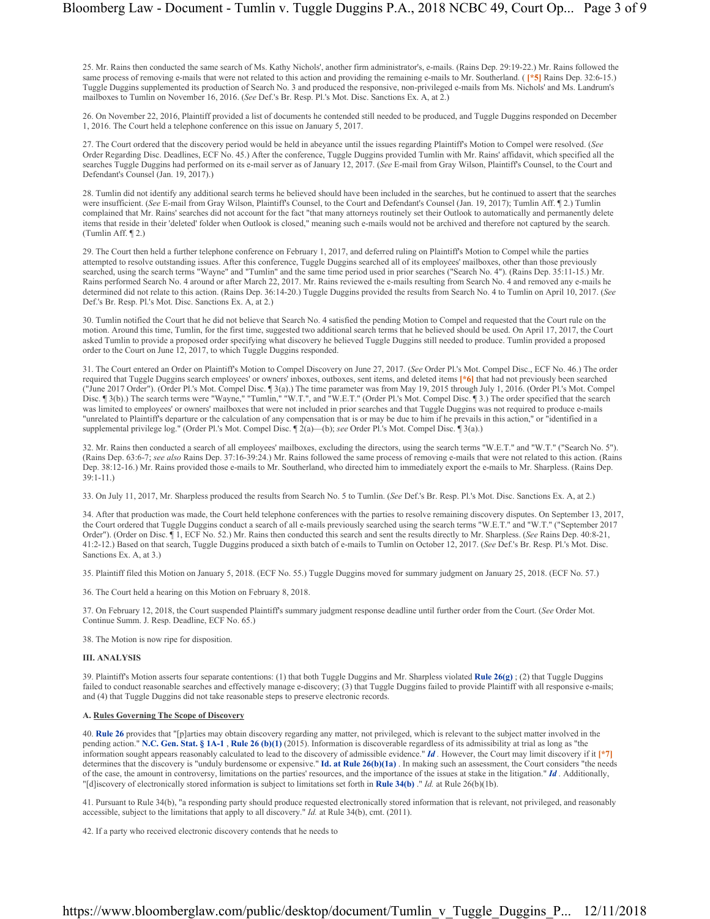25. Mr. Rains then conducted the same search of Ms. Kathy Nichols', another firm administrator's, e-mails. (Rains Dep. 29:19-22.) Mr. Rains followed the same process of removing e-mails that were not related to this action and providing the remaining e-mails to Mr. Southerland. ( **[*5]** Rains Dep. 32:6-15.) Tuggle Duggins supplemented its production of Search No. 3 and produced the responsive, non-privileged e-mails from Ms. Nichols' and Ms. Landrum's mailboxes to Tumlin on November 16, 2016. (*See* Def.'s Br. Resp. Pl.'s Mot. Disc. Sanctions Ex. A, at 2.)

26. On November 22, 2016, Plaintiff provided a list of documents he contended still needed to be produced, and Tuggle Duggins responded on December 1, 2016. The Court held a telephone conference on this issue on January 5, 2017.

27. The Court ordered that the discovery period would be held in abeyance until the issues regarding Plaintiff's Motion to Compel were resolved. (*See* Order Regarding Disc. Deadlines, ECF No. 45.) After the conference, Tuggle Duggins provided Tumlin with Mr. Rains' affidavit, which specified all the searches Tuggle Duggins had performed on its e-mail server as of January 12, 2017. (*See* E-mail from Gray Wilson, Plaintiff's Counsel, to the Court and Defendant's Counsel (Jan. 19, 2017).)

28. Tumlin did not identify any additional search terms he believed should have been included in the searches, but he continued to assert that the searches were insufficient. (*See* E-mail from Gray Wilson, Plaintiff's Counsel, to the Court and Defendant's Counsel (Jan. 19, 2017); Tumlin Aff. ¶ 2.) Tumlin complained that Mr. Rains' searches did not account for the fact "that many attorneys routinely set their Outlook to automatically and permanently delete items that reside in their 'deleted' folder when Outlook is closed," meaning such e-mails would not be archived and therefore not captured by the search. (Tumlin Aff. ¶ 2.)

29. The Court then held a further telephone conference on February 1, 2017, and deferred ruling on Plaintiff's Motion to Compel while the parties attempted to resolve outstanding issues. After this conference, Tuggle Duggins searched all of its employees' mailboxes, other than those previously searched, using the search terms "Wayne" and "Tumlin" and the same time period used in prior searches ("Search No. 4"). (Rains Dep. 35:11-15.) Mr. Rains performed Search No. 4 around or after March 22, 2017. Mr. Rains reviewed the e-mails resulting from Search No. 4 and removed any e-mails he determined did not relate to this action. (Rains Dep. 36:14-20.) Tuggle Duggins provided the results from Search No. 4 to Tumlin on April 10, 2017. (*See* Def.'s Br. Resp. Pl.'s Mot. Disc. Sanctions Ex. A, at 2.)

30. Tumlin notified the Court that he did not believe that Search No. 4 satisfied the pending Motion to Compel and requested that the Court rule on the motion. Around this time, Tumlin, for the first time, suggested two additional search terms that he believed should be used. On April 17, 2017, the Court asked Tumlin to provide a proposed order specifying what discovery he believed Tuggle Duggins still needed to produce. Tumlin provided a proposed order to the Court on June 12, 2017, to which Tuggle Duggins responded.

31. The Court entered an Order on Plaintiff's Motion to Compel Discovery on June 27, 2017. (*See* Order Pl.'s Mot. Compel Disc., ECF No. 46.) The order required that Tuggle Duggins search employees' or owners' inboxes, outboxes, sent items, and deleted items **[*6]** that had not previously been searched ("June 2017 Order"). (Order Pl.'s Mot. Compel Disc. ¶ 3(a).) The time parameter was from May 19, 2015 through July 1, 2016. (Order Pl.'s Mot. Compel Disc. ¶ 3(b).) The search terms were "Wayne," "Tumlin," "W.T.", and "W.E.T." (Order Pl.'s Mot. Compel Disc. ¶ 3.) The order specified that the search was limited to employees' or owners' mailboxes that were not included in prior searches and that Tuggle Duggins was not required to produce e-mails "unrelated to Plaintiff's departure or the calculation of any compensation that is or may be due to him if he prevails in this action," or "identified in a supplemental privilege log." (Order Pl.'s Mot. Compel Disc. ¶ 2(a)—(b); *see* Order Pl.'s Mot. Compel Disc. ¶ 3(a).)

32. Mr. Rains then conducted a search of all employees' mailboxes, excluding the directors, using the search terms "W.E.T." and "W.T." ("Search No. 5"). (Rains Dep. 63:6-7; *see also* Rains Dep. 37:16-39:24.) Mr. Rains followed the same process of removing e-mails that were not related to this action. (Rains Dep. 38:12-16.) Mr. Rains provided those e-mails to Mr. Southerland, who directed him to immediately export the e-mails to Mr. Sharpless. (Rains Dep. 39:1-11.)

33. On July 11, 2017, Mr. Sharpless produced the results from Search No. 5 to Tumlin. (*See* Def.'s Br. Resp. Pl.'s Mot. Disc. Sanctions Ex. A, at 2.)

34. After that production was made, the Court held telephone conferences with the parties to resolve remaining discovery disputes. On September 13, 2017, the Court ordered that Tuggle Duggins conduct a search of all e-mails previously searched using the search terms "W.E.T." and "W.T." ("September 2017 Order"). (Order on Disc. ¶ 1, ECF No. 52.) Mr. Rains then conducted this search and sent the results directly to Mr. Sharpless. (*See* Rains Dep. 40:8-21, 41:2-12.) Based on that search, Tuggle Duggins produced a sixth batch of e-mails to Tumlin on October 12, 2017. (*See* Def.'s Br. Resp. Pl.'s Mot. Disc. Sanctions Ex. A, at 3.)

35. Plaintiff filed this Motion on January 5, 2018. (ECF No. 55.) Tuggle Duggins moved for summary judgment on January 25, 2018. (ECF No. 57.)

36. The Court held a hearing on this Motion on February 8, 2018.

37. On February 12, 2018, the Court suspended Plaintiff's summary judgment response deadline until further order from the Court. (*See* Order Mot. Continue Summ. J. Resp. Deadline, ECF No. 65.)

38. The Motion is now ripe for disposition.

## III. ANALYSIS

39. Plaintiff's Motion asserts four separate contentions: (1) that both Tuggle Duggins and Mr. Sharpless violated **Rule 26(g)** ; (2) that Tuggle Duggins failed to conduct reasonable searches and effectively manage e-discovery; (3) that Tuggle Duggins failed to provide Plaintiff with all responsive e-mails; and (4) that Tuggle Duggins did not take reasonable steps to preserve electronic records.

### A. Rules Governing The Scope of Discovery

40. **Rule 26** provides that "[p]arties may obtain discovery regarding any matter, not privileged, which is relevant to the subject matter involved in the pending action." **N.C. Gen. Stat. § 1A-1** , **Rule 26 (b)(1)** (2015). Information is discoverable regardless of its admissibility at trial as long as "the information sought appears reasonably calculated to lead to the discovery of admissible evidence." ***Id*** . However, the Court may limit discovery if it **[*7]** determines that the discovery is "unduly burdensome or expensive." **Id. at Rule 26(b)(1a)** . In making such an assessment, the Court considers "the needs of the case, the amount in controversy, limitations on the parties' resources, and the importance of the issues at stake in the litigation." ***Id*** . Additionally, "[d]iscovery of electronically stored information is subject to limitations set forth in **Rule 34(b)** ." *Id.* at Rule 26(b)(1b).

41. Pursuant to Rule 34(b), "a responding party should produce requested electronically stored information that is relevant, not privileged, and reasonably accessible, subject to the limitations that apply to all discovery." *Id.* at Rule 34(b), cmt. (2011).

42. If a party who received electronic discovery contends that he needs to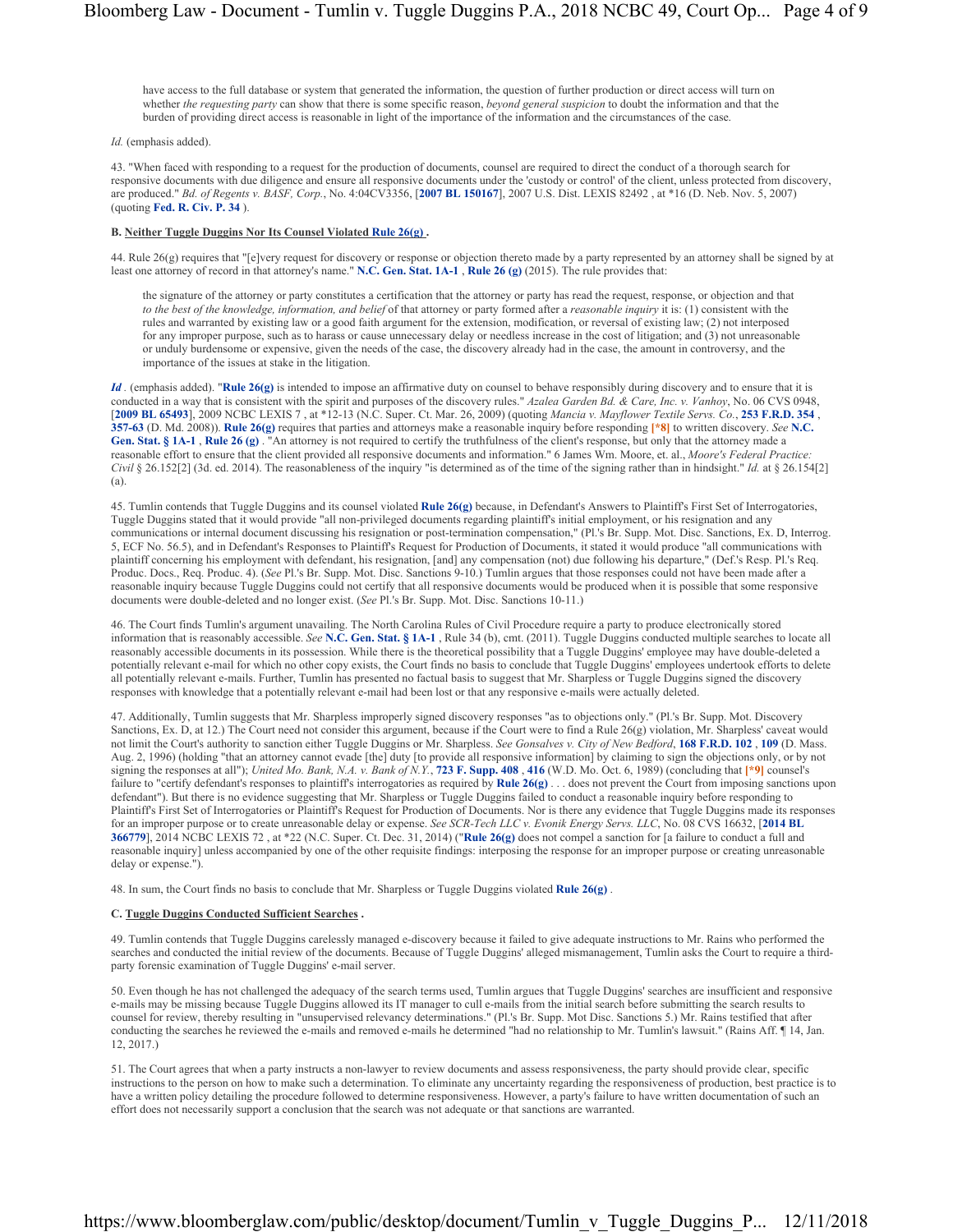> have access to the full database or system that generated the information, the question of further production or direct access will turn on whether *the requesting party* can show that there is some specific reason, *beyond general suspicion* to doubt the information and that the burden of providing direct access is reasonable in light of the importance of the information and the circumstances of the case.

*Id.* (emphasis added).

43. "When faced with responding to a request for the production of documents, counsel are required to direct the conduct of a thorough search for responsive documents with due diligence and ensure all responsive documents under the 'custody or control' of the client, unless protected from discovery, are produced." *Bd. of Regents v. BASF, Corp.*, No. 4:04CV3356, [**2007 BL 150167**], 2007 U.S. Dist. LEXIS 82492 , at *16 (D. Neb. Nov. 5, 2007) (quoting **Fed. R. Civ. P. 34** ).

**B. Neither Tuggle Duggins Nor Its Counsel Violated Rule 26(g) .**

44. Rule 26(g) requires that "[e]very request for discovery or response or objection thereto made by a party represented by an attorney shall be signed by at least one attorney of record in that attorney's name." **N.C. Gen. Stat. 1A-1** , **Rule 26 (g)** (2015). The rule provides that:

> the signature of the attorney or party constitutes a certification that the attorney or party has read the request, response, or objection and that *to the best of the knowledge, information, and belief* of that attorney or party formed after a *reasonable inquiry* it is: (1) consistent with the rules and warranted by existing law or a good faith argument for the extension, modification, or reversal of existing law; (2) not interposed for any improper purpose, such as to harass or cause unnecessary delay or needless increase in the cost of litigation; and (3) not unreasonable or unduly burdensome or expensive, given the needs of the case, the discovery already had in the case, the amount in controversy, and the importance of the issues at stake in the litigation.

***Id*** . (emphasis added). "**Rule 26(g)** is intended to impose an affirmative duty on counsel to behave responsibly during discovery and to ensure that it is conducted in a way that is consistent with the spirit and purposes of the discovery rules." *Azalea Garden Bd. & Care, Inc. v. Vanhoy*, No. 06 CVS 0948, [**2009 BL 65493**], 2009 NCBC LEXIS 7 , at *12-13 (N.C. Super. Ct. Mar. 26, 2009) (quoting *Mancia v. Mayflower Textile Servs. Co.*, **253 F.R.D. 354** , **357-63** (D. Md. 2008)). **Rule 26(g)** requires that parties and attorneys make a reasonable inquiry before responding **[*8]** to written discovery. *See* **N.C. Gen. Stat. § 1A-1** , **Rule 26 (g)** . "An attorney is not required to certify the truthfulness of the client's response, but only that the attorney made a reasonable effort to ensure that the client provided all responsive documents and information." 6 James Wm. Moore, et. al., *Moore's Federal Practice: Civil* § 26.152[2] (3d. ed. 2014). The reasonableness of the inquiry "is determined as of the time of the signing rather than in hindsight." *Id.* at § 26.154[2] (a).

45. Tumlin contends that Tuggle Duggins and its counsel violated **Rule 26(g)** because, in Defendant's Answers to Plaintiff's First Set of Interrogatories, Tuggle Duggins stated that it would provide "all non-privileged documents regarding plaintiff's initial employment, or his resignation and any communications or internal document discussing his resignation or post-termination compensation," (Pl.'s Br. Supp. Mot. Disc. Sanctions, Ex. D, Interrog. 5, ECF No. 56.5), and in Defendant's Responses to Plaintiff's Request for Production of Documents, it stated it would produce "all communications with plaintiff concerning his employment with defendant, his resignation, [and] any compensation (not) due following his departure," (Def.'s Resp. Pl.'s Req. Produc. Docs., Req. Produc. 4). (*See* Pl.'s Br. Supp. Mot. Disc. Sanctions 9-10.) Tumlin argues that those responses could not have been made after a reasonable inquiry because Tuggle Duggins could not certify that all responsive documents would be produced when it is possible that some responsive documents were double-deleted and no longer exist. (*See* Pl.'s Br. Supp. Mot. Disc. Sanctions 10-11.)

46. The Court finds Tumlin's argument unavailing. The North Carolina Rules of Civil Procedure require a party to produce electronically stored information that is reasonably accessible. *See* **N.C. Gen. Stat. § 1A-1** , Rule 34 (b), cmt. (2011). Tuggle Duggins conducted multiple searches to locate all reasonably accessible documents in its possession. While there is the theoretical possibility that a Tuggle Duggins' employee may have double-deleted a potentially relevant e-mail for which no other copy exists, the Court finds no basis to conclude that Tuggle Duggins' employees undertook efforts to delete all potentially relevant e-mails. Further, Tumlin has presented no factual basis to suggest that Mr. Sharpless or Tuggle Duggins signed the discovery responses with knowledge that a potentially relevant e-mail had been lost or that any responsive e-mails were actually deleted.

47. Additionally, Tumlin suggests that Mr. Sharpless improperly signed discovery responses "as to objections only." (Pl.'s Br. Supp. Mot. Discovery Sanctions, Ex. D, at 12.) The Court need not consider this argument, because if the Court were to find a Rule 26(g) violation, Mr. Sharpless' caveat would not limit the Court's authority to sanction either Tuggle Duggins or Mr. Sharpless. *See Gonsalves v. City of New Bedford*, **168 F.R.D. 102** , **109** (D. Mass. Aug. 2, 1996) (holding "that an attorney cannot evade [the] duty [to provide all responsive information] by claiming to sign the objections only, or by not signing the responses at all"); *United Mo. Bank, N.A. v. Bank of N.Y.*, **723 F. Supp. 408** , **416** (W.D. Mo. Oct. 6, 1989) (concluding that **[*9]** counsel's failure to "certify defendant's responses to plaintiff's interrogatories as required by **Rule 26(g)** . . . does not prevent the Court from imposing sanctions upon defendant"). But there is no evidence suggesting that Mr. Sharpless or Tuggle Duggins failed to conduct a reasonable inquiry before responding to Plaintiff's First Set of Interrogatories or Plaintiff's Request for Production of Documents. Nor is there any evidence that Tuggle Duggins made its responses for an improper purpose or to create unreasonable delay or expense. *See SCR-Tech LLC v. Evonik Energy Servs. LLC*, No. 08 CVS 16632, [**2014 BL 366779**], 2014 NCBC LEXIS 72 , at *22 (N.C. Super. Ct. Dec. 31, 2014) ("**Rule 26(g)** does not compel a sanction for [a failure to conduct a full and reasonable inquiry] unless accompanied by one of the other requisite findings: interposing the response for an improper purpose or creating unreasonable delay or expense.").

48. In sum, the Court finds no basis to conclude that Mr. Sharpless or Tuggle Duggins violated **Rule 26(g)** .

**C. Tuggle Duggins Conducted Sufficient Searches .**

49. Tumlin contends that Tuggle Duggins carelessly managed e-discovery because it failed to give adequate instructions to Mr. Rains who performed the searches and conducted the initial review of the documents. Because of Tuggle Duggins' alleged mismanagement, Tumlin asks the Court to require a third-party forensic examination of Tuggle Duggins' e-mail server.

50. Even though he has not challenged the adequacy of the search terms used, Tumlin argues that Tuggle Duggins' searches are insufficient and responsive e-mails may be missing because Tuggle Duggins allowed its IT manager to cull e-mails from the initial search before submitting the search results to counsel for review, thereby resulting in "unsupervised relevancy determinations." (Pl.'s Br. Supp. Mot Disc. Sanctions 5.) Mr. Rains testified that after conducting the searches he reviewed the e-mails and removed e-mails he determined "had no relationship to Mr. Tumlin's lawsuit." (Rains Aff. ¶ 14, Jan. 12, 2017.)

51. The Court agrees that when a party instructs a non-lawyer to review documents and assess responsiveness, the party should provide clear, specific instructions to the person on how to make such a determination. To eliminate any uncertainty regarding the responsiveness of production, best practice is to have a written policy detailing the procedure followed to determine responsiveness. However, a party's failure to have written documentation of such an effort does not necessarily support a conclusion that the search was not adequate or that sanctions are warranted.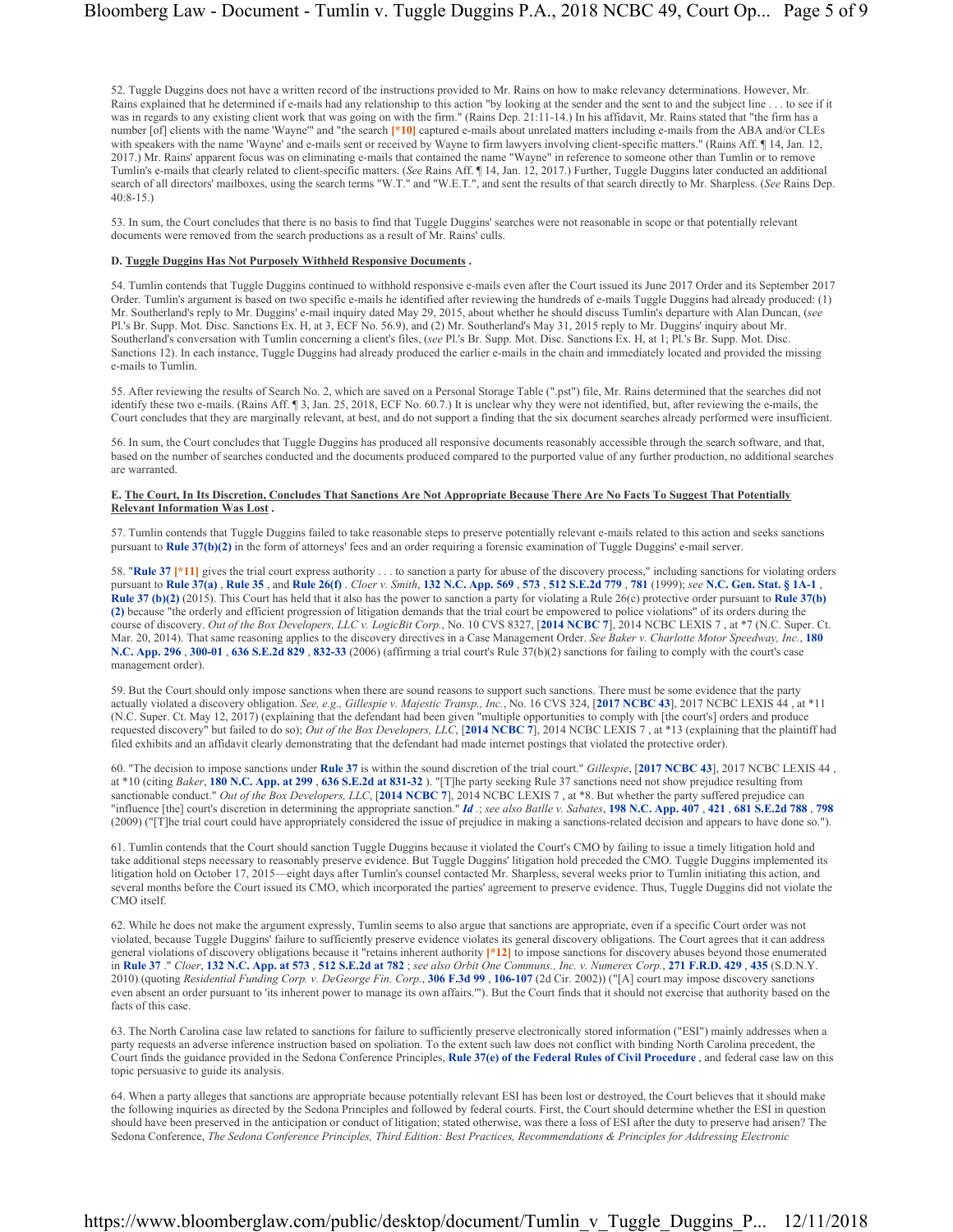52. Tuggle Duggins does not have a written record of the instructions provided to Mr. Rains on how to make relevancy determinations. However, Mr. Rains explained that he determined if e-mails had any relationship to this action "by looking at the sender and the sent to and the subject line . . . to see if it was in regards to any existing client work that was going on with the firm." (Rains Dep. 21:11-14.) In his affidavit, Mr. Rains stated that "the firm has a number [of] clients with the name 'Wayne'" and "the search [*10] captured e-mails about unrelated matters including e-mails from the ABA and/or CLEs with speakers with the name 'Wayne' and e-mails sent or received by Wayne to firm lawyers involving client-specific matters." (Rains Aff. ¶ 14, Jan. 12, 2017.) Mr. Rains' apparent focus was on eliminating e-mails that contained the name "Wayne" in reference to someone other than Tumlin or to remove Tumlin's e-mails that clearly related to client-specific matters. (*See* Rains Aff. ¶ 14, Jan. 12, 2017.) Further, Tuggle Duggins later conducted an additional search of all directors' mailboxes, using the search terms "W.T." and "W.E.T.", and sent the results of that search directly to Mr. Sharpless. (*See* Rains Dep. 40:8-15.)

53. In sum, the Court concludes that there is no basis to find that Tuggle Duggins' searches were not reasonable in scope or that potentially relevant documents were removed from the search productions as a result of Mr. Rains' culls.

**D. Tuggle Duggins Has Not Purposely Withheld Responsive Documents .**

54. Tumlin contends that Tuggle Duggins continued to withhold responsive e-mails even after the Court issued its June 2017 Order and its September 2017 Order. Tumlin's argument is based on two specific e-mails he identified after reviewing the hundreds of e-mails Tuggle Duggins had already produced: (1) Mr. Southerland's reply to Mr. Duggins' e-mail inquiry dated May 29, 2015, about whether he should discuss Tumlin's departure with Alan Duncan, (*see* Pl.'s Br. Supp. Mot. Disc. Sanctions Ex. H, at 3, ECF No. 56.9), and (2) Mr. Southerland's May 31, 2015 reply to Mr. Duggins' inquiry about Mr. Southerland's conversation with Tumlin concerning a client's files, (*see* Pl.'s Br. Supp. Mot. Disc. Sanctions Ex. H, at 1; Pl.'s Br. Supp. Mot. Disc. Sanctions 12). In each instance, Tuggle Duggins had already produced the earlier e-mails in the chain and immediately located and provided the missing e-mails to Tumlin.

55. After reviewing the results of Search No. 2, which are saved on a Personal Storage Table (".pst") file, Mr. Rains determined that the searches did not identify these two e-mails. (Rains Aff. ¶ 3, Jan. 25, 2018, ECF No. 60.7.) It is unclear why they were not identified, but, after reviewing the e-mails, the Court concludes that they are marginally relevant, at best, and do not support a finding that the six document searches already performed were insufficient.

56. In sum, the Court concludes that Tuggle Duggins has produced all responsive documents reasonably accessible through the search software, and that, based on the number of searches conducted and the documents produced compared to the purported value of any further production, no additional searches are warranted.

**E. The Court, In Its Discretion, Concludes That Sanctions Are Not Appropriate Because There Are No Facts To Suggest That Potentially Relevant Information Was Lost .**

57. Tumlin contends that Tuggle Duggins failed to take reasonable steps to preserve potentially relevant e-mails related to this action and seeks sanctions pursuant to **Rule 37(b)(2)** in the form of attorneys' fees and an order requiring a forensic examination of Tuggle Duggins' e-mail server.

58. "**Rule 37** [*11] gives the trial court express authority . . . to sanction a party for abuse of the discovery process," including sanctions for violating orders pursuant to **Rule 37(a)** , **Rule 35** , and **Rule 26(f)** . *Cloer v. Smith*, **132 N.C. App. 569** , **573** , **512 S.E.2d 779** , **781** (1999); *see* **N.C. Gen. Stat. § 1A-1** , **Rule 37 (b)(2)** (2015). This Court has held that it also has the power to sanction a party for violating a Rule 26(c) protective order pursuant to **Rule 37(b)(2)** because "the orderly and efficient progression of litigation demands that the trial court be empowered to police violations" of its orders during the course of discovery. *Out of the Box Developers, LLC v. LogicBit Corp.*, No. 10 CVS 8327, [**2014 NCBC 7**], 2014 NCBC LEXIS 7 , at *7 (N.C. Super. Ct. Mar. 20, 2014). That same reasoning applies to the discovery directives in a Case Management Order. *See Baker v. Charlotte Motor Speedway, Inc.*, **180 N.C. App. 296** , **300-01** , **636 S.E.2d 829** , **832-33** (2006) (affirming a trial court's Rule 37(b)(2) sanctions for failing to comply with the court's case management order).

59. But the Court should only impose sanctions when there are sound reasons to support such sanctions. There must be some evidence that the party actually violated a discovery obligation. *See, e.g., Gillespie v. Majestic Transp., Inc.*, No. 16 CVS 324, [**2017 NCBC 43**], 2017 NCBC LEXIS 44 , at *11 (N.C. Super. Ct. May 12, 2017) (explaining that the defendant had been given "multiple opportunities to comply with [the court's] orders and produce requested discovery" but failed to do so); *Out of the Box Developers, LLC*, [**2014 NCBC 7**], 2014 NCBC LEXIS 7 , at *13 (explaining that the plaintiff had filed exhibits and an affidavit clearly demonstrating that the defendant had made internet postings that violated the protective order).

60. "The decision to impose sanctions under **Rule 37** is within the sound discretion of the trial court." *Gillespie*, [**2017 NCBC 43**], 2017 NCBC LEXIS 44 , at *10 (citing *Baker*, **180 N.C. App. at 299** , **636 S.E.2d at 831-32** ). "[T]he party seeking Rule 37 sanctions need not show prejudice resulting from sanctionable conduct." *Out of the Box Developers, LLC*, [**2014 NCBC 7**], 2014 NCBC LEXIS 7 , at *8. But whether the party suffered prejudice can "influence [the] court's discretion in determining the appropriate sanction." ***Id*** .; *see also Batlle v. Sabates*, **198 N.C. App. 407** , **421** , **681 S.E.2d 788** , **798** (2009) ("[T]he trial court could have appropriately considered the issue of prejudice in making a sanctions-related decision and appears to have done so.").

61. Tumlin contends that the Court should sanction Tuggle Duggins because it violated the Court's CMO by failing to issue a timely litigation hold and take additional steps necessary to reasonably preserve evidence. But Tuggle Duggins' litigation hold preceded the CMO. Tuggle Duggins implemented its litigation hold on October 17, 2015—eight days after Tumlin's counsel contacted Mr. Sharpless, several weeks prior to Tumlin initiating this action, and several months before the Court issued its CMO, which incorporated the parties' agreement to preserve evidence. Thus, Tuggle Duggins did not violate the CMO itself.

62. While he does not make the argument expressly, Tumlin seems to also argue that sanctions are appropriate, even if a specific Court order was not violated, because Tuggle Duggins' failure to sufficiently preserve evidence violates its general discovery obligations. The Court agrees that it can address general violations of discovery obligations because it "retains inherent authority [*12] to impose sanctions for discovery abuses beyond those enumerated in **Rule 37** ." *Cloer*, **132 N.C. App. at 573** , **512 S.E.2d at 782** ; *see also Orbit One Communs., Inc. v. Numerex Corp.*, **271 F.R.D. 429** , **435** (S.D.N.Y. 2010) (quoting *Residential Funding Corp. v. DeGeorge Fin. Corp.*, **306 F.3d 99** , **106-107** (2d Cir. 2002)) ("[A] court may impose discovery sanctions even absent an order pursuant to 'its inherent power to manage its own affairs.'"). But the Court finds that it should not exercise that authority based on the facts of this case.

63. The North Carolina case law related to sanctions for failure to sufficiently preserve electronically stored information ("ESI") mainly addresses when a party requests an adverse inference instruction based on spoliation. To the extent such law does not conflict with binding North Carolina precedent, the Court finds the guidance provided in the Sedona Conference Principles, **Rule 37(e) of the Federal Rules of Civil Procedure** , and federal case law on this topic persuasive to guide its analysis.

64. When a party alleges that sanctions are appropriate because potentially relevant ESI has been lost or destroyed, the Court believes that it should make the following inquiries as directed by the Sedona Principles and followed by federal courts. First, the Court should determine whether the ESI in question should have been preserved in the anticipation or conduct of litigation; stated otherwise, was there a loss of ESI after the duty to preserve had arisen? The Sedona Conference, *The Sedona Conference Principles, Third Edition: Best Practices, Recommendations & Principles for Addressing Electronic*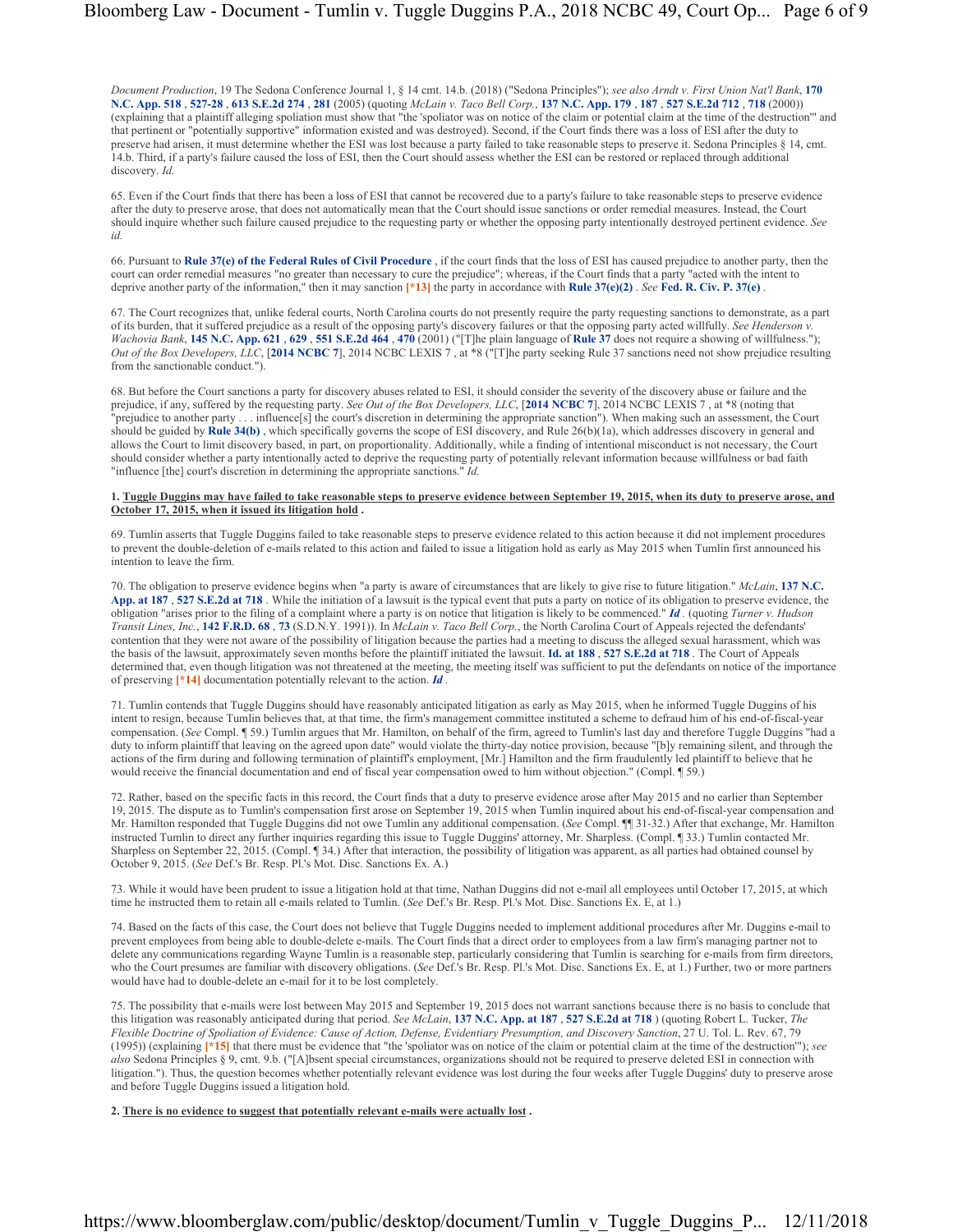*Document Production*, 19 The Sedona Conference Journal 1, § 14 cmt. 14.b. (2018) ("Sedona Principles"); *see also Arndt v. First Union Nat'l Bank*, **170 N.C. App. 518** , **527-28** , **613 S.E.2d 274** , **281** (2005) (quoting *McLain v. Taco Bell Corp.*, **137 N.C. App. 179** , **187** , **527 S.E.2d 712** , **718** (2000)) (explaining that a plaintiff alleging spoliation must show that "the 'spoliator was on notice of the claim or potential claim at the time of the destruction'" and that pertinent or "potentially supportive" information existed and was destroyed). Second, if the Court finds there was a loss of ESI after the duty to preserve had arisen, it must determine whether the ESI was lost because a party failed to take reasonable steps to preserve it. Sedona Principles § 14, cmt. 14.b. Third, if a party's failure caused the loss of ESI, then the Court should assess whether the ESI can be restored or replaced through additional discovery. *Id.*

65. Even if the Court finds that there has been a loss of ESI that cannot be recovered due to a party's failure to take reasonable steps to preserve evidence after the duty to preserve arose, that does not automatically mean that the Court should issue sanctions or order remedial measures. Instead, the Court should inquire whether such failure caused prejudice to the requesting party or whether the opposing party intentionally destroyed pertinent evidence. *See id.*

66. Pursuant to **Rule 37(e) of the Federal Rules of Civil Procedure** , if the court finds that the loss of ESI has caused prejudice to another party, then the court can order remedial measures "no greater than necessary to cure the prejudice"; whereas, if the Court finds that a party "acted with the intent to deprive another party of the information," then it may sanction **[*13]** the party in accordance with **Rule 37(e)(2)** . *See* **Fed. R. Civ. P. 37(e)** .

67. The Court recognizes that, unlike federal courts, North Carolina courts do not presently require the party requesting sanctions to demonstrate, as a part of its burden, that it suffered prejudice as a result of the opposing party's discovery failures or that the opposing party acted willfully. *See Henderson v. Wachovia Bank*, **145 N.C. App. 621** , **629** , **551 S.E.2d 464** , **470** (2001) ("[T]he plain language of **Rule 37** does not require a showing of willfulness."); *Out of the Box Developers, LLC*, [**2014 NCBC 7**], 2014 NCBC LEXIS 7 , at *8 ("[T]he party seeking Rule 37 sanctions need not show prejudice resulting from the sanctionable conduct.").

68. But before the Court sanctions a party for discovery abuses related to ESI, it should consider the severity of the discovery abuse or failure and the prejudice, if any, suffered by the requesting party. *See Out of the Box Developers, LLC*, [**2014 NCBC 7**], 2014 NCBC LEXIS 7 , at *8 (noting that "prejudice to another party . . . influence[s] the court's discretion in determining the appropriate sanction"). When making such an assessment, the Court should be guided by **Rule 34(b)** , which specifically governs the scope of ESI discovery, and Rule 26(b)(1a), which addresses discovery in general and allows the Court to limit discovery based, in part, on proportionality. Additionally, while a finding of intentional misconduct is not necessary, the Court should consider whether a party intentionally acted to deprive the requesting party of potentially relevant information because willfulness or bad faith "influence [the] court's discretion in determining the appropriate sanctions." *Id.*

**1. Tuggle Duggins may have failed to take reasonable steps to preserve evidence between September 19, 2015, when its duty to preserve arose, and October 17, 2015, when it issued its litigation hold .**

69. Tumlin asserts that Tuggle Duggins failed to take reasonable steps to preserve evidence related to this action because it did not implement procedures to prevent the double-deletion of e-mails related to this action and failed to issue a litigation hold as early as May 2015 when Tumlin first announced his intention to leave the firm.

70. The obligation to preserve evidence begins when "a party is aware of circumstances that are likely to give rise to future litigation." *McLain*, **137 N.C. App. at 187** , **527 S.E.2d at 718** . While the initiation of a lawsuit is the typical event that puts a party on notice of its obligation to preserve evidence, the obligation "arises prior to the filing of a complaint where a party is on notice that litigation is likely to be commenced." ***Id*** . (quoting *Turner v. Hudson Transit Lines, Inc.*, **142 F.R.D. 68** , **73** (S.D.N.Y. 1991)). In *McLain v. Taco Bell Corp.*, the North Carolina Court of Appeals rejected the defendants' contention that they were not aware of the possibility of litigation because the parties had a meeting to discuss the alleged sexual harassment, which was the basis of the lawsuit, approximately seven months before the plaintiff initiated the lawsuit. **Id. at 188** , **527 S.E.2d at 718** . The Court of Appeals determined that, even though litigation was not threatened at the meeting, the meeting itself was sufficient to put the defendants on notice of the importance of preserving **[*14]** documentation potentially relevant to the action. ***Id*** .

71. Tumlin contends that Tuggle Duggins should have reasonably anticipated litigation as early as May 2015, when he informed Tuggle Duggins of his intent to resign, because Tumlin believes that, at that time, the firm's management committee instituted a scheme to defraud him of his end-of-fiscal-year compensation. (*See* Compl. ¶ 59.) Tumlin argues that Mr. Hamilton, on behalf of the firm, agreed to Tumlin's last day and therefore Tuggle Duggins "had a duty to inform plaintiff that leaving on the agreed upon date" would violate the thirty-day notice provision, because "[b]y remaining silent, and through the actions of the firm during and following termination of plaintiff's employment, [Mr.] Hamilton and the firm fraudulently led plaintiff to believe that he would receive the financial documentation and end of fiscal year compensation owed to him without objection." (Compl. ¶ 59.)

72. Rather, based on the specific facts in this record, the Court finds that a duty to preserve evidence arose after May 2015 and no earlier than September 19, 2015. The dispute as to Tumlin's compensation first arose on September 19, 2015 when Tumlin inquired about his end-of-fiscal-year compensation and Mr. Hamilton responded that Tuggle Duggins did not owe Tumlin any additional compensation. (*See* Compl. ¶¶ 31-32.) After that exchange, Mr. Hamilton instructed Tumlin to direct any further inquiries regarding this issue to Tuggle Duggins' attorney, Mr. Sharpless. (Compl. ¶ 33.) Tumlin contacted Mr. Sharpless on September 22, 2015. (Compl. ¶ 34.) After that interaction, the possibility of litigation was apparent, as all parties had obtained counsel by October 9, 2015. (*See* Def.'s Br. Resp. Pl.'s Mot. Disc. Sanctions Ex. A.)

73. While it would have been prudent to issue a litigation hold at that time, Nathan Duggins did not e-mail all employees until October 17, 2015, at which time he instructed them to retain all e-mails related to Tumlin. (*See* Def.'s Br. Resp. Pl.'s Mot. Disc. Sanctions Ex. E, at 1.)

74. Based on the facts of this case, the Court does not believe that Tuggle Duggins needed to implement additional procedures after Mr. Duggins e-mail to prevent employees from being able to double-delete e-mails. The Court finds that a direct order to employees from a law firm's managing partner not to delete any communications regarding Wayne Tumlin is a reasonable step, particularly considering that Tumlin is searching for e-mails from firm directors, who the Court presumes are familiar with discovery obligations. (*See* Def.'s Br. Resp. Pl.'s Mot. Disc. Sanctions Ex. E, at 1.) Further, two or more partners would have had to double-delete an e-mail for it to be lost completely.

75. The possibility that e-mails were lost between May 2015 and September 19, 2015 does not warrant sanctions because there is no basis to conclude that this litigation was reasonably anticipated during that period. *See McLain*, **137 N.C. App. at 187** , **527 S.E.2d at 718** ) (quoting Robert L. Tucker, *The Flexible Doctrine of Spoliation of Evidence: Cause of Action, Defense, Evidentiary Presumption, and Discovery Sanction*, 27 U. Tol. L. Rev. 67, 79 (1995)) (explaining **[*15]** that there must be evidence that "the 'spoliator was on notice of the claim or potential claim at the time of the destruction'"); *see also* Sedona Principles § 9, cmt. 9.b. ("[A]bsent special circumstances, organizations should not be required to preserve deleted ESI in connection with litigation."). Thus, the question becomes whether potentially relevant evidence was lost during the four weeks after Tuggle Duggins' duty to preserve arose and before Tuggle Duggins issued a litigation hold.

**2. There is no evidence to suggest that potentially relevant e-mails were actually lost .**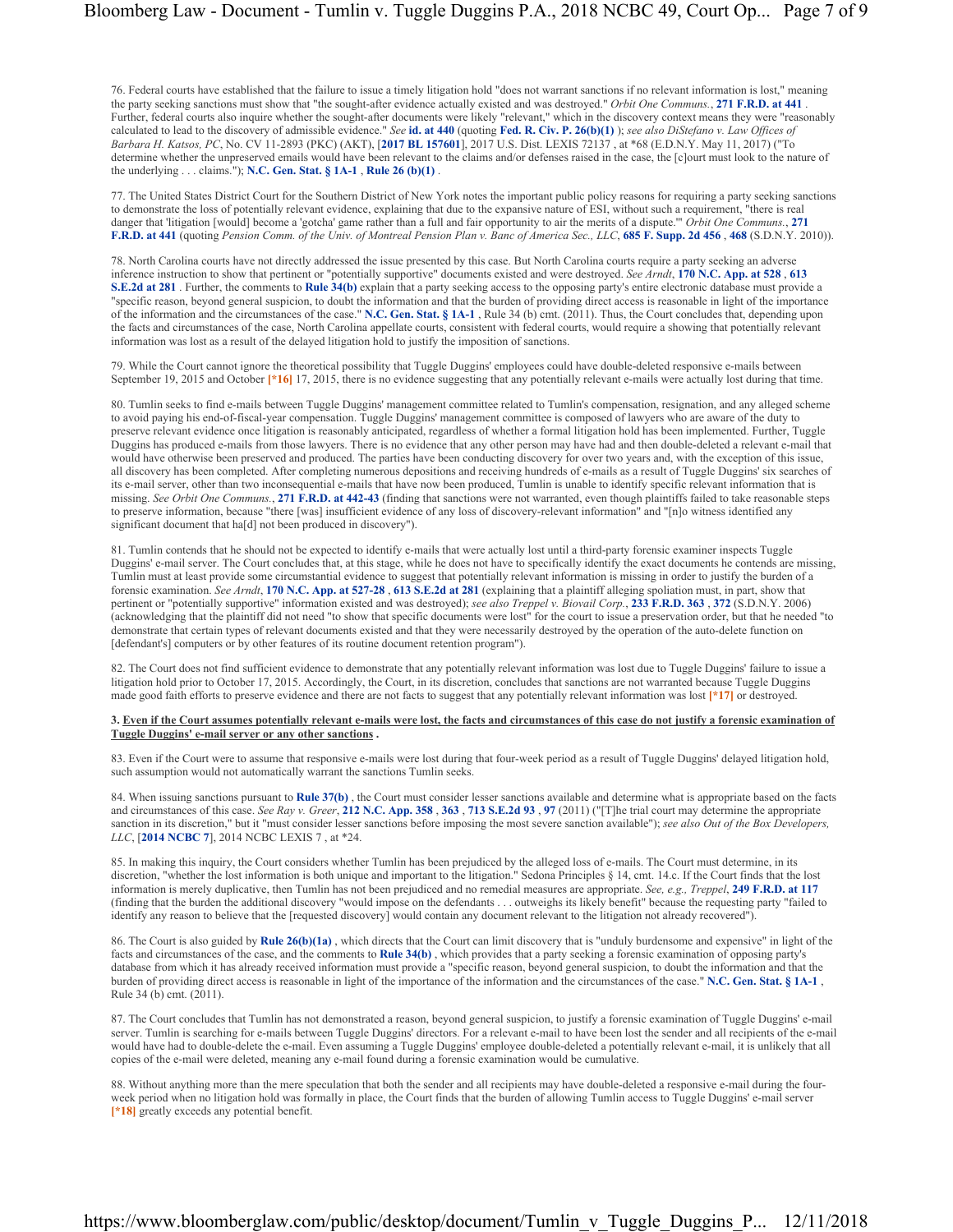76. Federal courts have established that the failure to issue a timely litigation hold "does not warrant sanctions if no relevant information is lost," meaning the party seeking sanctions must show that "the sought-after evidence actually existed and was destroyed." *Orbit One Communs.*, **271 F.R.D. at 441** . Further, federal courts also inquire whether the sought-after documents were likely "relevant," which in the discovery context means they were "reasonably calculated to lead to the discovery of admissible evidence." *See* **id. at 440** (quoting **Fed. R. Civ. P. 26(b)(1)** ); *see also DiStefano v. Law Offices of Barbara H. Katsos, PC*, No. CV 11-2893 (PKC) (AKT), [**2017 BL 157601**], 2017 U.S. Dist. LEXIS 72137 , at *68 (E.D.N.Y. May 11, 2017) ("To determine whether the unpreserved emails would have been relevant to the claims and/or defenses raised in the case, the [c]ourt must look to the nature of the underlying . . . claims."); **N.C. Gen. Stat. § 1A-1** , **Rule 26 (b)(1)** .

77. The United States District Court for the Southern District of New York notes the important public policy reasons for requiring a party seeking sanctions to demonstrate the loss of potentially relevant evidence, explaining that due to the expansive nature of ESI, without such a requirement, "there is real danger that 'litigation [would] become a 'gotcha' game rather than a full and fair opportunity to air the merits of a dispute.'" *Orbit One Communs.*, **271 F.R.D. at 441** (quoting *Pension Comm. of the Univ. of Montreal Pension Plan v. Banc of America Sec., LLC*, **685 F. Supp. 2d 456** , **468** (S.D.N.Y. 2010)).

78. North Carolina courts have not directly addressed the issue presented by this case. But North Carolina courts require a party seeking an adverse inference instruction to show that pertinent or "potentially supportive" documents existed and were destroyed. *See Arndt*, **170 N.C. App. at 528** , **613 S.E.2d at 281** . Further, the comments to **Rule 34(b)** explain that a party seeking access to the opposing party's entire electronic database must provide a "specific reason, beyond general suspicion, to doubt the information and that the burden of providing direct access is reasonable in light of the importance of the information and the circumstances of the case." **N.C. Gen. Stat. § 1A-1** , Rule 34 (b) cmt. (2011). Thus, the Court concludes that, depending upon the facts and circumstances of the case, North Carolina appellate courts, consistent with federal courts, would require a showing that potentially relevant information was lost as a result of the delayed litigation hold to justify the imposition of sanctions.

79. While the Court cannot ignore the theoretical possibility that Tuggle Duggins' employees could have double-deleted responsive e-mails between September 19, 2015 and October [*16] 17, 2015, there is no evidence suggesting that any potentially relevant e-mails were actually lost during that time.

80. Tumlin seeks to find e-mails between Tuggle Duggins' management committee related to Tumlin's compensation, resignation, and any alleged scheme to avoid paying his end-of-fiscal-year compensation. Tuggle Duggins' management committee is composed of lawyers who are aware of the duty to preserve relevant evidence once litigation is reasonably anticipated, regardless of whether a formal litigation hold has been implemented. Further, Tuggle Duggins has produced e-mails from those lawyers. There is no evidence that any other person may have had and then double-deleted a relevant e-mail that would have otherwise been preserved and produced. The parties have been conducting discovery for over two years and, with the exception of this issue, all discovery has been completed. After completing numerous depositions and receiving hundreds of e-mails as a result of Tuggle Duggins' six searches of its e-mail server, other than two inconsequential e-mails that have now been produced, Tumlin is unable to identify specific relevant information that is missing. *See Orbit One Communs.*, **271 F.R.D. at 442-43** (finding that sanctions were not warranted, even though plaintiffs failed to take reasonable steps to preserve information, because "there [was] insufficient evidence of any loss of discovery-relevant information" and "[n]o witness identified any significant document that ha[d] not been produced in discovery").

81. Tumlin contends that he should not be expected to identify e-mails that were actually lost until a third-party forensic examiner inspects Tuggle Duggins' e-mail server. The Court concludes that, at this stage, while he does not have to specifically identify the exact documents he contends are missing, Tumlin must at least provide some circumstantial evidence to suggest that potentially relevant information is missing in order to justify the burden of a forensic examination. *See Arndt*, **170 N.C. App. at 527-28** , **613 S.E.2d at 281** (explaining that a plaintiff alleging spoliation must, in part, show that pertinent or "potentially supportive" information existed and was destroyed); *see also Treppel v. Biovail Corp.*, **233 F.R.D. 363** , **372** (S.D.N.Y. 2006) (acknowledging that the plaintiff did not need "to show that specific documents were lost" for the court to issue a preservation order, but that he needed "to demonstrate that certain types of relevant documents existed and that they were necessarily destroyed by the operation of the auto-delete function on [defendant's] computers or by other features of its routine document retention program").

82. The Court does not find sufficient evidence to demonstrate that any potentially relevant information was lost due to Tuggle Duggins' failure to issue a litigation hold prior to October 17, 2015. Accordingly, the Court, in its discretion, concludes that sanctions are not warranted because Tuggle Duggins made good faith efforts to preserve evidence and there are not facts to suggest that any potentially relevant information was lost [*17] or destroyed.

**3. Even if the Court assumes potentially relevant e-mails were lost, the facts and circumstances of this case do not justify a forensic examination of Tuggle Duggins' e-mail server or any other sanctions .**

83. Even if the Court were to assume that responsive e-mails were lost during that four-week period as a result of Tuggle Duggins' delayed litigation hold, such assumption would not automatically warrant the sanctions Tumlin seeks.

84. When issuing sanctions pursuant to **Rule 37(b)** , the Court must consider lesser sanctions available and determine what is appropriate based on the facts and circumstances of this case. *See Ray v. Greer*, **212 N.C. App. 358** , **363** , **713 S.E.2d 93** , **97** (2011) ("[T]he trial court may determine the appropriate sanction in its discretion," but it "must consider lesser sanctions before imposing the most severe sanction available"); *see also Out of the Box Developers, LLC*, [**2014 NCBC 7**], 2014 NCBC LEXIS 7 , at *24.

85. In making this inquiry, the Court considers whether Tumlin has been prejudiced by the alleged loss of e-mails. The Court must determine, in its discretion, "whether the lost information is both unique and important to the litigation." Sedona Principles § 14, cmt. 14.c. If the Court finds that the lost information is merely duplicative, then Tumlin has not been prejudiced and no remedial measures are appropriate. *See, e.g., Treppel*, **249 F.R.D. at 117** (finding that the burden the additional discovery "would impose on the defendants . . . outweighs its likely benefit" because the requesting party "failed to identify any reason to believe that the [requested discovery] would contain any document relevant to the litigation not already recovered").

86. The Court is also guided by **Rule 26(b)(1a)** , which directs that the Court can limit discovery that is "unduly burdensome and expensive" in light of the facts and circumstances of the case, and the comments to **Rule 34(b)** , which provides that a party seeking a forensic examination of opposing party's database from which it has already received information must provide a "specific reason, beyond general suspicion, to doubt the information and that the burden of providing direct access is reasonable in light of the importance of the information and the circumstances of the case." **N.C. Gen. Stat. § 1A-1** , Rule 34 (b) cmt. (2011).

87. The Court concludes that Tumlin has not demonstrated a reason, beyond general suspicion, to justify a forensic examination of Tuggle Duggins' e-mail server. Tumlin is searching for e-mails between Tuggle Duggins' directors. For a relevant e-mail to have been lost the sender and all recipients of the e-mail would have had to double-delete the e-mail. Even assuming a Tuggle Duggins' employee double-deleted a potentially relevant e-mail, it is unlikely that all copies of the e-mail were deleted, meaning any e-mail found during a forensic examination would be cumulative.

88. Without anything more than the mere speculation that both the sender and all recipients may have double-deleted a responsive e-mail during the four-week period when no litigation hold was formally in place, the Court finds that the burden of allowing Tumlin access to Tuggle Duggins' e-mail server [*18] greatly exceeds any potential benefit.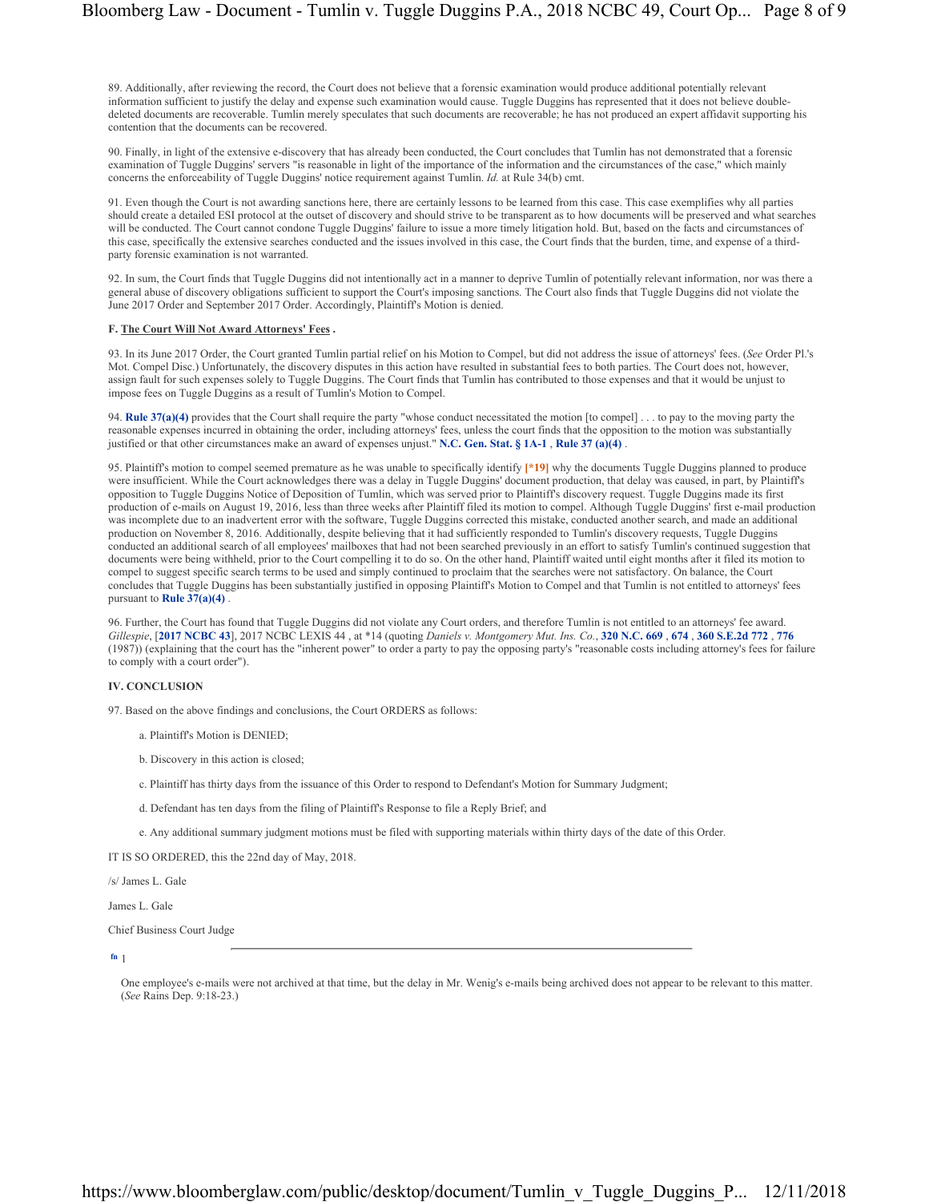89. Additionally, after reviewing the record, the Court does not believe that a forensic examination would produce additional potentially relevant information sufficient to justify the delay and expense such examination would cause. Tuggle Duggins has represented that it does not believe double-deleted documents are recoverable. Tumlin merely speculates that such documents are recoverable; he has not produced an expert affidavit supporting his contention that the documents can be recovered.

90. Finally, in light of the extensive e-discovery that has already been conducted, the Court concludes that Tumlin has not demonstrated that a forensic examination of Tuggle Duggins' servers "is reasonable in light of the importance of the information and the circumstances of the case," which mainly concerns the enforceability of Tuggle Duggins' notice requirement against Tumlin. *Id.* at Rule 34(b) cmt.

91. Even though the Court is not awarding sanctions here, there are certainly lessons to be learned from this case. This case exemplifies why all parties should create a detailed ESI protocol at the outset of discovery and should strive to be transparent as to how documents will be preserved and what searches will be conducted. The Court cannot condone Tuggle Duggins' failure to issue a more timely litigation hold. But, based on the facts and circumstances of this case, specifically the extensive searches conducted and the issues involved in this case, the Court finds that the burden, time, and expense of a third-party forensic examination is not warranted.

92. In sum, the Court finds that Tuggle Duggins did not intentionally act in a manner to deprive Tumlin of potentially relevant information, nor was there a general abuse of discovery obligations sufficient to support the Court's imposing sanctions. The Court also finds that Tuggle Duggins did not violate the June 2017 Order and September 2017 Order. Accordingly, Plaintiff's Motion is denied.

**F. The Court Will Not Award Attorneys' Fees .**

93. In its June 2017 Order, the Court granted Tumlin partial relief on his Motion to Compel, but did not address the issue of attorneys' fees. (*See* Order Pl.'s Mot. Compel Disc.) Unfortunately, the discovery disputes in this action have resulted in substantial fees to both parties. The Court does not, however, assign fault for such expenses solely to Tuggle Duggins. The Court finds that Tumlin has contributed to those expenses and that it would be unjust to impose fees on Tuggle Duggins as a result of Tumlin's Motion to Compel.

94. **Rule 37(a)(4)** provides that the Court shall require the party "whose conduct necessitated the motion [to compel] . . . to pay to the moving party the reasonable expenses incurred in obtaining the order, including attorneys' fees, unless the court finds that the opposition to the motion was substantially justified or that other circumstances make an award of expenses unjust." **N.C. Gen. Stat. § 1A-1** , **Rule 37 (a)(4)** .

95. Plaintiff's motion to compel seemed premature as he was unable to specifically identify [*19] why the documents Tuggle Duggins planned to produce were insufficient. While the Court acknowledges there was a delay in Tuggle Duggins' document production, that delay was caused, in part, by Plaintiff's opposition to Tuggle Duggins Notice of Deposition of Tumlin, which was served prior to Plaintiff's discovery request. Tuggle Duggins made its first production of e-mails on August 19, 2016, less than three weeks after Plaintiff filed its motion to compel. Although Tuggle Duggins' first e-mail production was incomplete due to an inadvertent error with the software, Tuggle Duggins corrected this mistake, conducted another search, and made an additional production on November 8, 2016. Additionally, despite believing that it had sufficiently responded to Tumlin's discovery requests, Tuggle Duggins conducted an additional search of all employees' mailboxes that had not been searched previously in an effort to satisfy Tumlin's continued suggestion that documents were being withheld, prior to the Court compelling it to do so. On the other hand, Plaintiff waited until eight months after it filed its motion to compel to suggest specific search terms to be used and simply continued to proclaim that the searches were not satisfactory. On balance, the Court concludes that Tuggle Duggins has been substantially justified in opposing Plaintiff's Motion to Compel and that Tumlin is not entitled to attorneys' fees pursuant to **Rule 37(a)(4)** .

96. Further, the Court has found that Tuggle Duggins did not violate any Court orders, and therefore Tumlin is not entitled to an attorneys' fee award. *Gillespie*, [**2017 NCBC 43**], 2017 NCBC LEXIS 44 , at *14 (quoting *Daniels v. Montgomery Mut. Ins. Co.*, **320 N.C. 669** , **674** , **360 S.E.2d 772** , **776** (1987)) (explaining that the court has the "inherent power" to order a party to pay the opposing party's "reasonable costs including attorney's fees for failure to comply with a court order").

**IV. CONCLUSION**

97. Based on the above findings and conclusions, the Court ORDERS as follows:

a. Plaintiff's Motion is DENIED;

b. Discovery in this action is closed;

c. Plaintiff has thirty days from the issuance of this Order to respond to Defendant's Motion for Summary Judgment;

d. Defendant has ten days from the filing of Plaintiff's Response to file a Reply Brief; and

e. Any additional summary judgment motions must be filed with supporting materials within thirty days of the date of this Order.

IT IS SO ORDERED, this the 22nd day of May, 2018.

/s/ James L. Gale

James L. Gale

Chief Business Court Judge

---

fn 1

One employee's e-mails were not archived at that time, but the delay in Mr. Wenig's e-mails being archived does not appear to be relevant to this matter. (*See* Rains Dep. 9:18-23.)